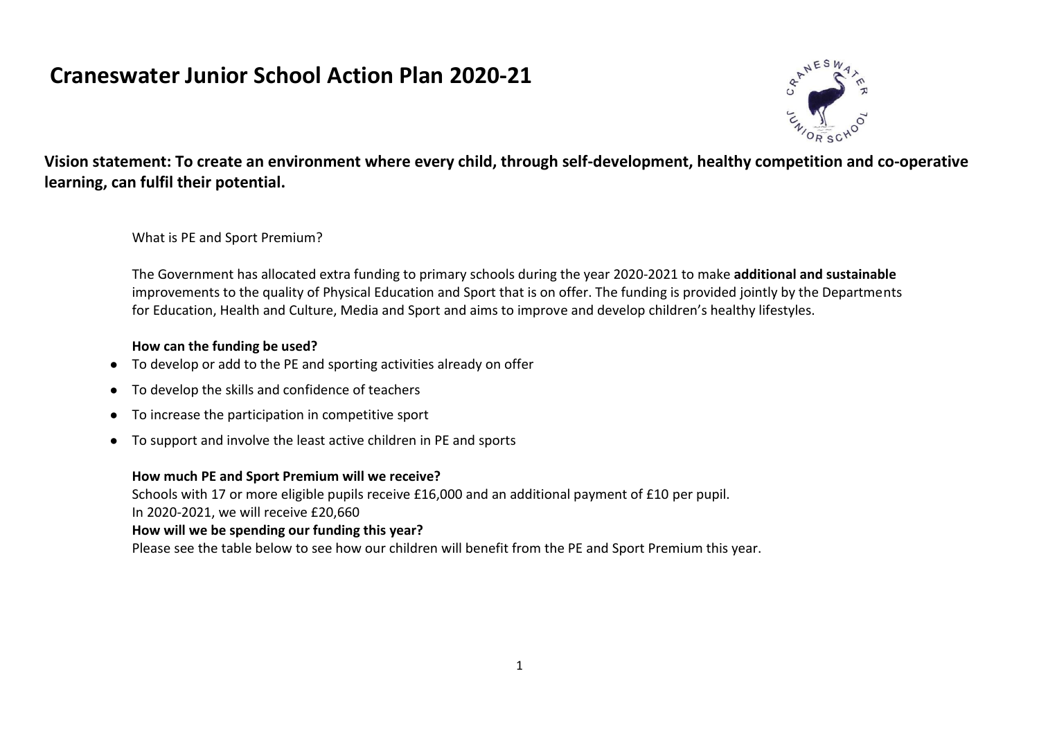# Craneswater Junior School Action Plan 2020-21

**Vision statement: To create an environment where every child, through self-development, healthy competition and co-operative learning, can fulfil their potential.**

What is PE and Sport Premium?

The Government has allocated extra funding to primary schools during the year 2020-2021 to make **additional and sustainable** improvements to the quality of Physical Education and Sport that is on offer. The funding is provided jointly by the Departments for Education, Health and Culture, Media and Sport and aims to improve and develop children's healthy lifestyles.

**How can the funding be used?**

- To develop or add to the PE and sporting activities already on offer
- To develop the skills and confidence of teachers
- To increase the participation in competitive sport
- To support and involve the least active children in PE and sports

**How much PE and Sport Premium will we receive?**

Schools with 17 or more eligible pupils receive £16,000 and an additional payment of £10 per pupil.
In 2020-2021, we will receive £20,660

**How will we be spending our funding this year?**

Please see the table below to see how our children will benefit from the PE and Sport Premium this year.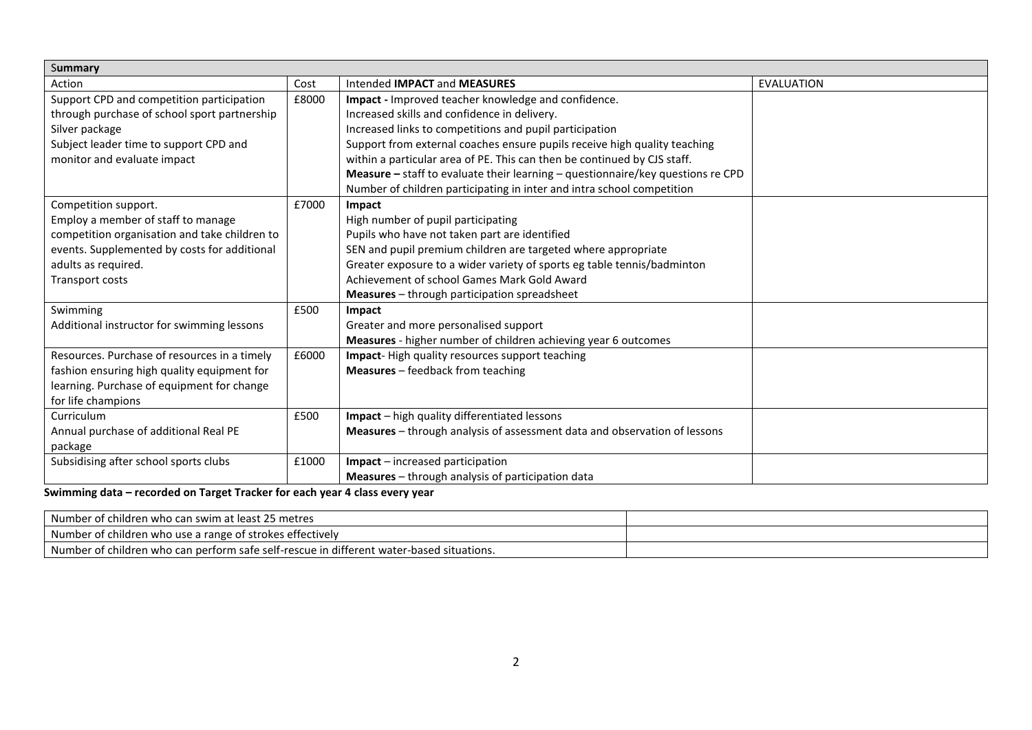| **Summary** | | | |
|---|---|---|---|
| Action | Cost | Intended **IMPACT** and **MEASURES** | EVALUATION |
| Support CPD and competition participation through purchase of school sport partnership Silver package<br>Subject leader time to support CPD and monitor and evaluate impact | £8000 | **Impact -** Improved teacher knowledge and confidence.<br>Increased skills and confidence in delivery.<br>Increased links to competitions and pupil participation<br>Support from external coaches ensure pupils receive high quality teaching within a particular area of PE. This can then be continued by CJS staff.<br>**Measure –** staff to evaluate their learning – questionnaire/key questions re CPD<br>Number of children participating in inter and intra school competition | |
| Competition support.<br>Employ a member of staff to manage competition organisation and take children to events. Supplemented by costs for additional adults as required.<br>Transport costs | £7000 | **Impact**<br>High number of pupil participating<br>Pupils who have not taken part are identified<br>SEN and pupil premium children are targeted where appropriate<br>Greater exposure to a wider variety of sports eg table tennis/badminton<br>Achievement of school Games Mark Gold Award<br>**Measures** – through participation spreadsheet | |
| Swimming<br>Additional instructor for swimming lessons | £500 | **Impact**<br>Greater and more personalised support<br>**Measures** - higher number of children achieving year 6 outcomes | |
| Resources. Purchase of resources in a timely fashion ensuring high quality equipment for learning. Purchase of equipment for change for life champions | £6000 | **Impact**- High quality resources support teaching<br>**Measures** – feedback from teaching | |
| Curriculum<br>Annual purchase of additional Real PE package | £500 | **Impact** – high quality differentiated lessons<br>**Measures** – through analysis of assessment data and observation of lessons | |
| Subsidising after school sports clubs | £1000 | **Impact** – increased participation<br>**Measures** – through analysis of participation data | |

**Swimming data – recorded on Target Tracker for each year 4 class every year**

| | |
|---|---|
| Number of children who can swim at least 25 metres | |
| Number of children who use a range of strokes effectively | |
| Number of children who can perform safe self-rescue in different water-based situations. | |